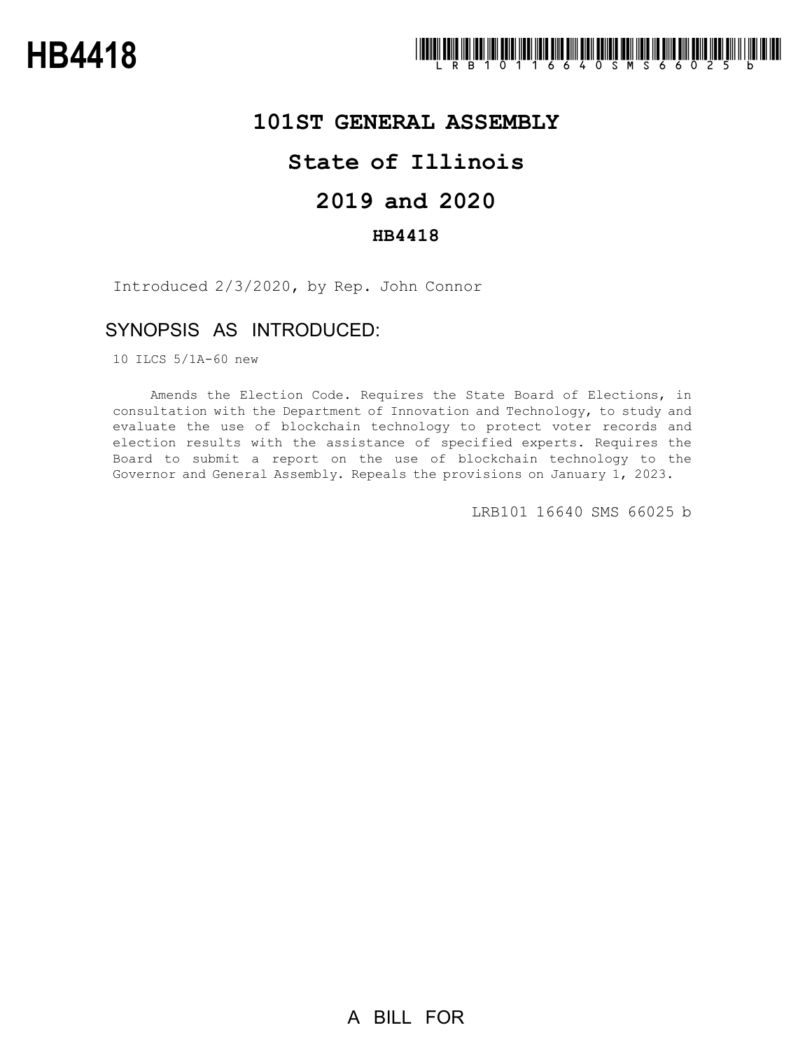# HB4418

## 101ST GENERAL ASSEMBLY

## State of Illinois

## 2019 and 2020

### HB4418

Introduced 2/3/2020, by Rep. John Connor

## SYNOPSIS AS INTRODUCED:

10 ILCS 5/1A-60 new

Amends the Election Code. Requires the State Board of Elections, in consultation with the Department of Innovation and Technology, to study and evaluate the use of blockchain technology to protect voter records and election results with the assistance of specified experts. Requires the Board to submit a report on the use of blockchain technology to the Governor and General Assembly. Repeals the provisions on January 1, 2023.

LRB101 16640 SMS 66025 b

A BILL FOR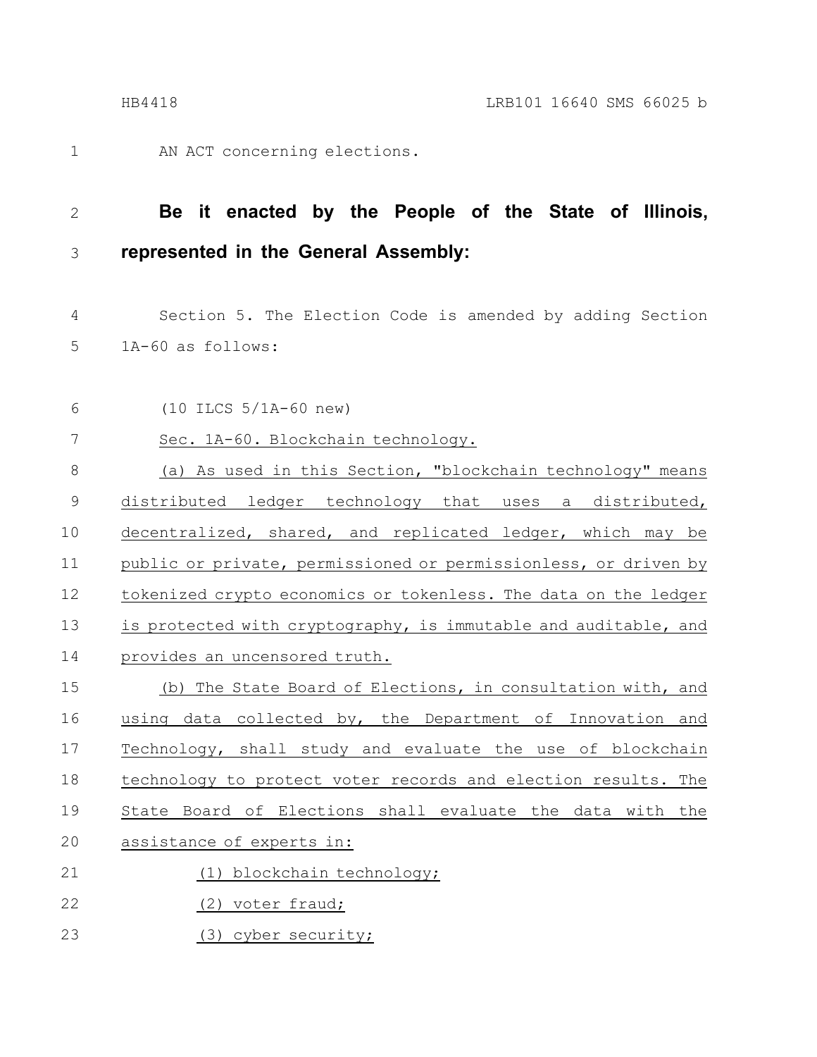AN ACT concerning elections.

**Be it enacted by the People of the State of Illinois, represented in the General Assembly:**

Section 5. The Election Code is amended by adding Section 1A-60 as follows:

(10 ILCS 5/1A-60 new)

Sec. 1A-60. Blockchain technology.

(a) As used in this Section, "blockchain technology" means distributed ledger technology that uses a distributed, decentralized, shared, and replicated ledger, which may be public or private, permissioned or permissionless, or driven by tokenized crypto economics or tokenless. The data on the ledger is protected with cryptography, is immutable and auditable, and provides an uncensored truth.

(b) The State Board of Elections, in consultation with, and using data collected by, the Department of Innovation and Technology, shall study and evaluate the use of blockchain technology to protect voter records and election results. The State Board of Elections shall evaluate the data with the assistance of experts in:

(1) blockchain technology;

(2) voter fraud;

(3) cyber security;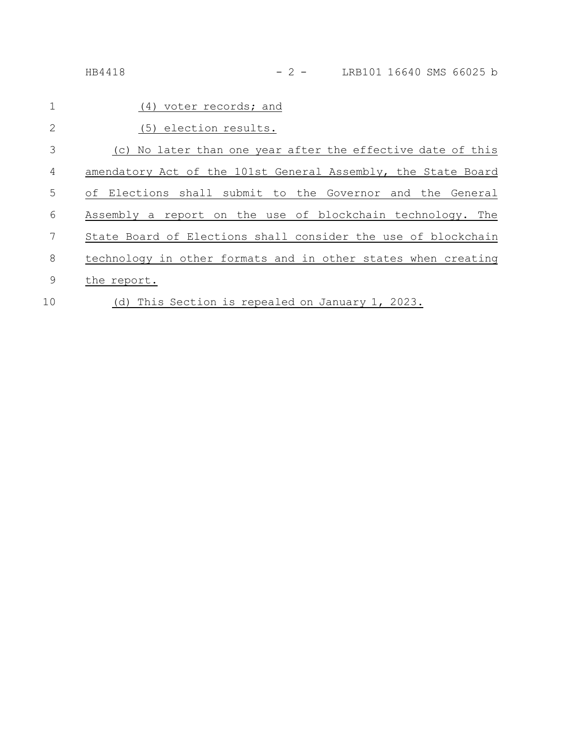(4) voter records; and

(5) election results.

(c) No later than one year after the effective date of this amendatory Act of the 101st General Assembly, the State Board of Elections shall submit to the Governor and the General Assembly a report on the use of blockchain technology. The State Board of Elections shall consider the use of blockchain technology in other formats and in other states when creating the report.

(d) This Section is repealed on January 1, 2023.